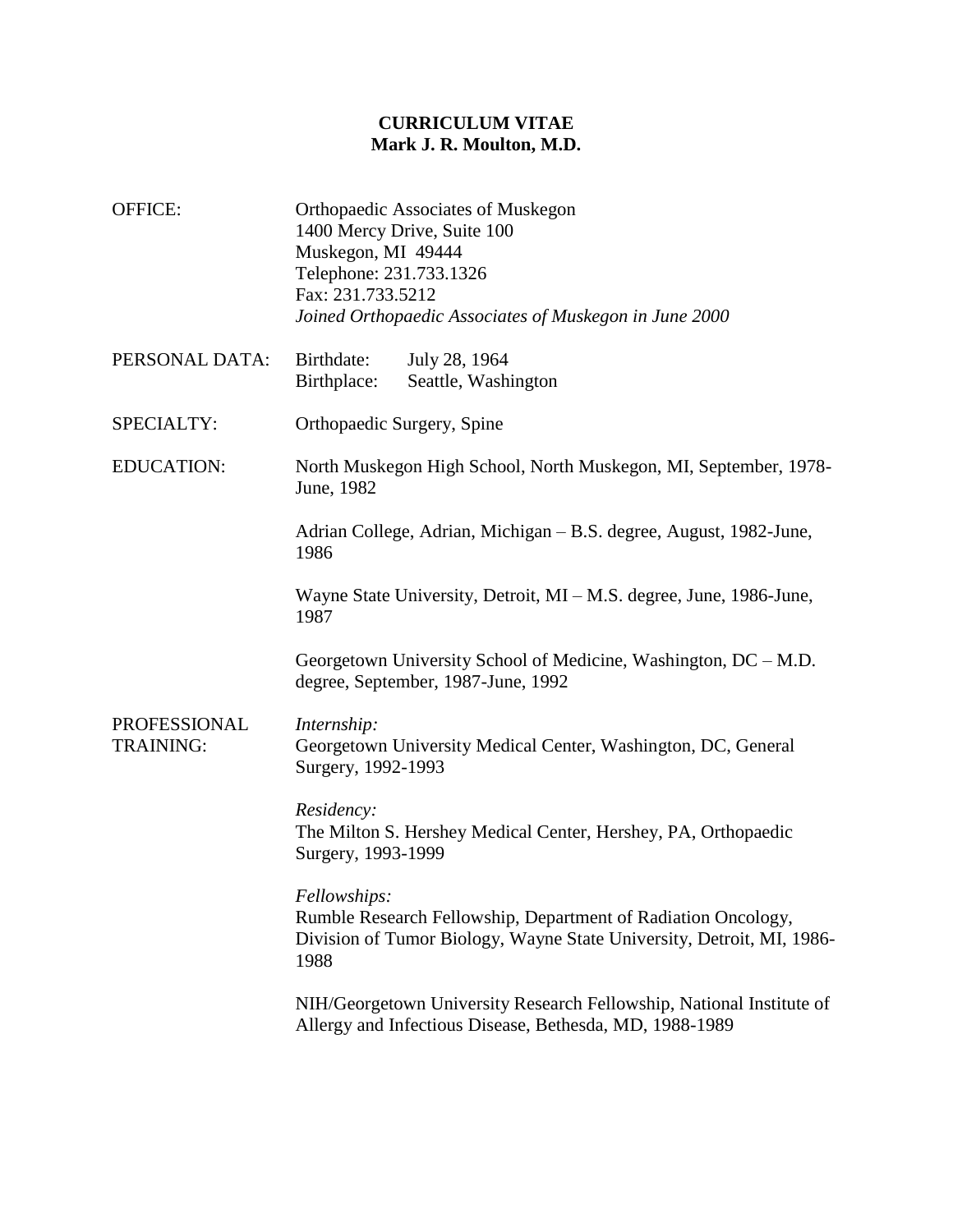# CURRICULUM VITAE
## Mark J. R. Moulton, M.D.

**OFFICE:**
Orthopaedic Associates of Muskegon
1400 Mercy Drive, Suite 100
Muskegon, MI 49444
Telephone: 231.733.1326
Fax: 231.733.5212
*Joined Orthopaedic Associates of Muskegon in June 2000*

**PERSONAL DATA:**
Birthdate: July 28, 1964
Birthplace: Seattle, Washington

**SPECIALTY:**
Orthopaedic Surgery, Spine

**EDUCATION:**

North Muskegon High School, North Muskegon, MI, September, 1978-June, 1982

Adrian College, Adrian, Michigan – B.S. degree, August, 1982-June, 1986

Wayne State University, Detroit, MI – M.S. degree, June, 1986-June, 1987

Georgetown University School of Medicine, Washington, DC – M.D. degree, September, 1987-June, 1992

**PROFESSIONAL TRAINING:**

*Internship:*
Georgetown University Medical Center, Washington, DC, General Surgery, 1992-1993

*Residency:*
The Milton S. Hershey Medical Center, Hershey, PA, Orthopaedic Surgery, 1993-1999

*Fellowships:*
Rumble Research Fellowship, Department of Radiation Oncology, Division of Tumor Biology, Wayne State University, Detroit, MI, 1986-1988

NIH/Georgetown University Research Fellowship, National Institute of Allergy and Infectious Disease, Bethesda, MD, 1988-1989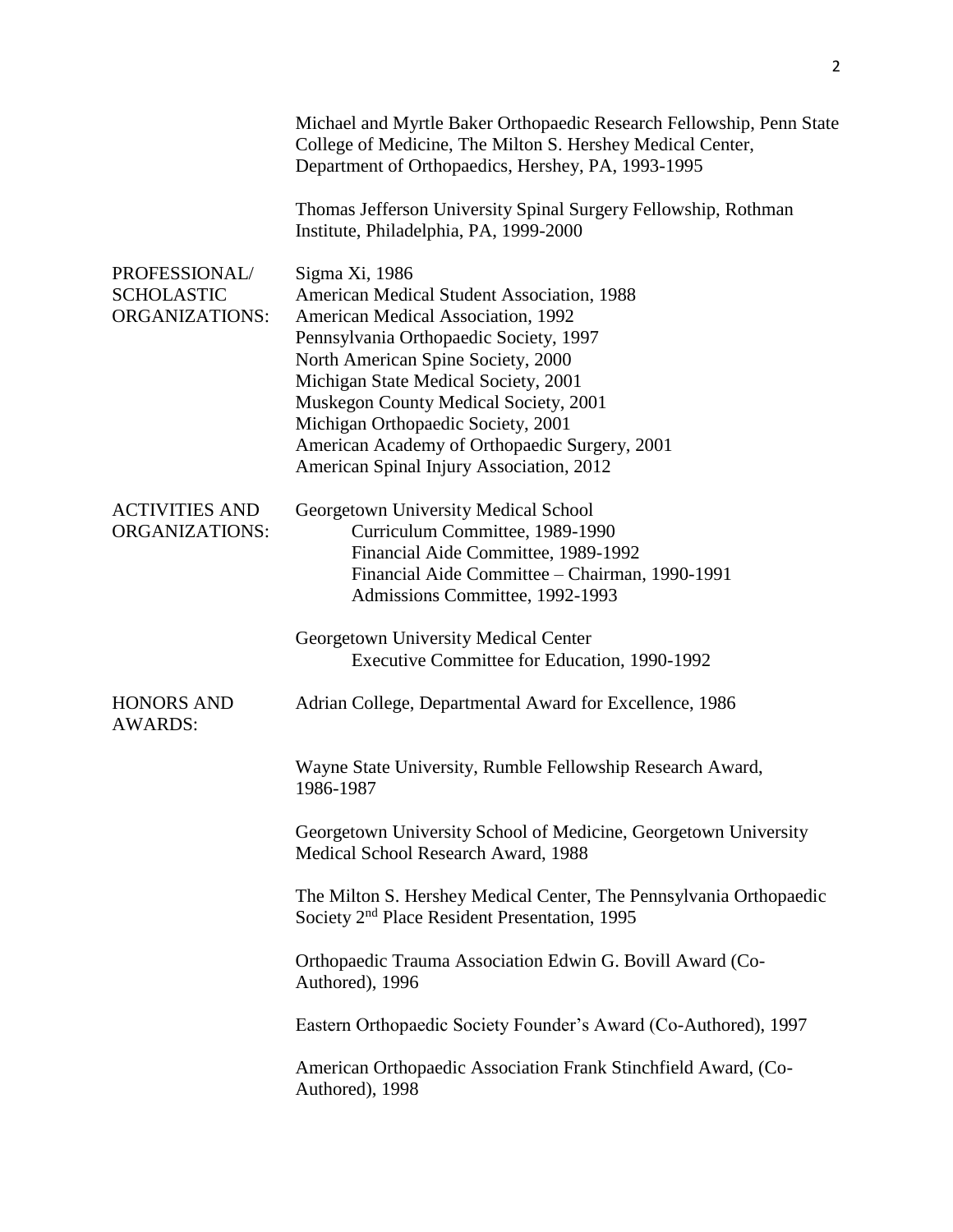Michael and Myrtle Baker Orthopaedic Research Fellowship, Penn State College of Medicine, The Milton S. Hershey Medical Center, Department of Orthopaedics, Hershey, PA, 1993-1995

Thomas Jefferson University Spinal Surgery Fellowship, Rothman Institute, Philadelphia, PA, 1999-2000

**PROFESSIONAL/ SCHOLASTIC ORGANIZATIONS:**

Sigma Xi, 1986
American Medical Student Association, 1988
American Medical Association, 1992
Pennsylvania Orthopaedic Society, 1997
North American Spine Society, 2000
Michigan State Medical Society, 2001
Muskegon County Medical Society, 2001
Michigan Orthopaedic Society, 2001
American Academy of Orthopaedic Surgery, 2001
American Spinal Injury Association, 2012

**ACTIVITIES AND ORGANIZATIONS:**

Georgetown University Medical School
- Curriculum Committee, 1989-1990
- Financial Aide Committee, 1989-1992
- Financial Aide Committee – Chairman, 1990-1991
- Admissions Committee, 1992-1993

Georgetown University Medical Center
- Executive Committee for Education, 1990-1992

**HONORS AND AWARDS:**

Adrian College, Departmental Award for Excellence, 1986

Wayne State University, Rumble Fellowship Research Award, 1986-1987

Georgetown University School of Medicine, Georgetown University Medical School Research Award, 1988

The Milton S. Hershey Medical Center, The Pennsylvania Orthopaedic Society 2nd Place Resident Presentation, 1995

Orthopaedic Trauma Association Edwin G. Bovill Award (Co-Authored), 1996

Eastern Orthopaedic Society Founder's Award (Co-Authored), 1997

American Orthopaedic Association Frank Stinchfield Award, (Co-Authored), 1998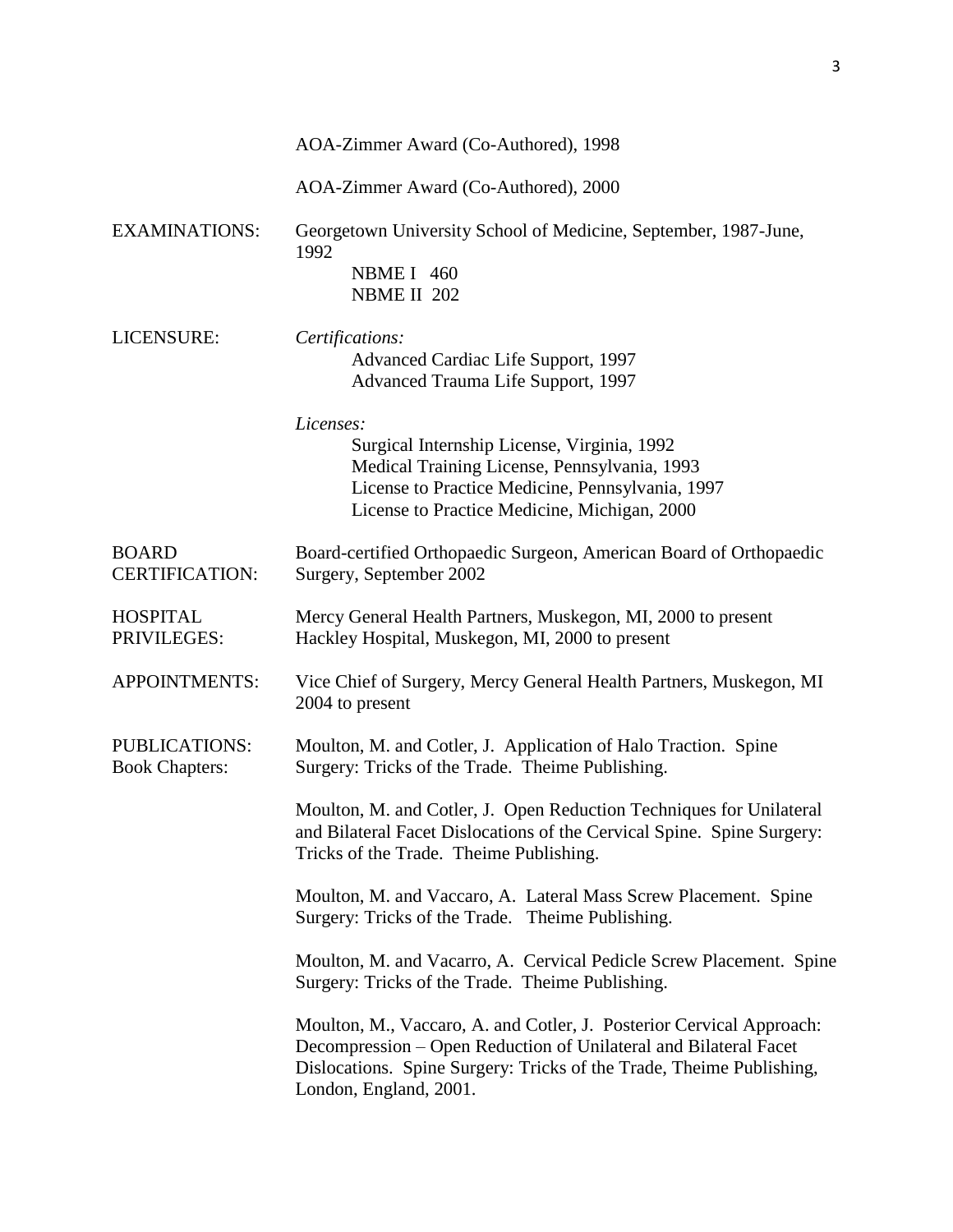AOA-Zimmer Award (Co-Authored), 1998

AOA-Zimmer Award (Co-Authored), 2000

**EXAMINATIONS:** Georgetown University School of Medicine, September, 1987-June, 1992

- NBME I 460
- NBME II 202

**LICENSURE:**

*Certifications:*

- Advanced Cardiac Life Support, 1997
- Advanced Trauma Life Support, 1997

*Licenses:*

- Surgical Internship License, Virginia, 1992
- Medical Training License, Pennsylvania, 1993
- License to Practice Medicine, Pennsylvania, 1997
- License to Practice Medicine, Michigan, 2000

**BOARD CERTIFICATION:** Board-certified Orthopaedic Surgeon, American Board of Orthopaedic Surgery, September 2002

**HOSPITAL PRIVILEGES:**

Mercy General Health Partners, Muskegon, MI, 2000 to present
Hackley Hospital, Muskegon, MI, 2000 to present

**APPOINTMENTS:** Vice Chief of Surgery, Mercy General Health Partners, Muskegon, MI 2004 to present

**PUBLICATIONS:**
**Book Chapters:**

Moulton, M. and Cotler, J. Application of Halo Traction. Spine Surgery: Tricks of the Trade. Theime Publishing.

Moulton, M. and Cotler, J. Open Reduction Techniques for Unilateral and Bilateral Facet Dislocations of the Cervical Spine. Spine Surgery: Tricks of the Trade. Theime Publishing.

Moulton, M. and Vaccaro, A. Lateral Mass Screw Placement. Spine Surgery: Tricks of the Trade. Theime Publishing.

Moulton, M. and Vacarro, A. Cervical Pedicle Screw Placement. Spine Surgery: Tricks of the Trade. Theime Publishing.

Moulton, M., Vaccaro, A. and Cotler, J. Posterior Cervical Approach: Decompression – Open Reduction of Unilateral and Bilateral Facet Dislocations. Spine Surgery: Tricks of the Trade, Theime Publishing, London, England, 2001.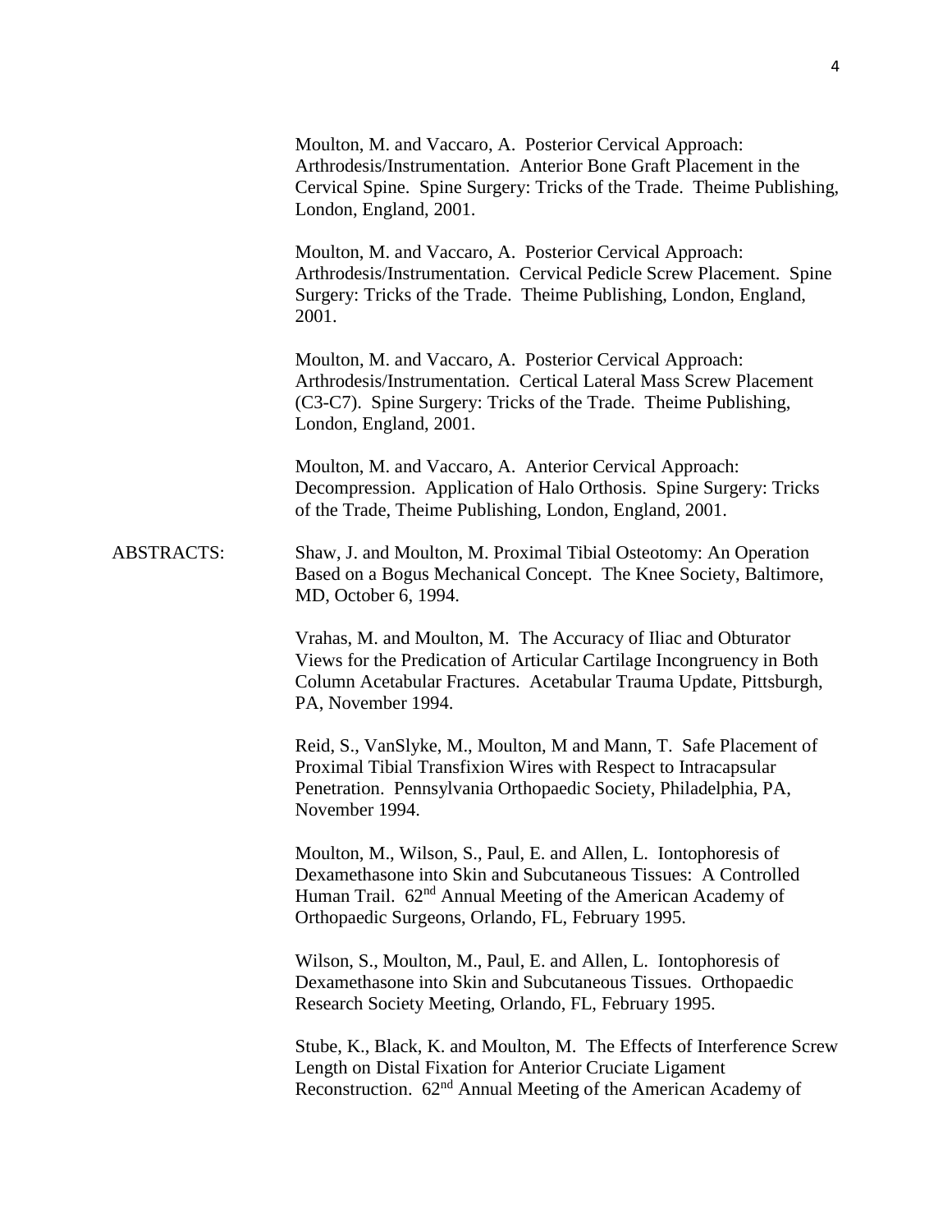Moulton, M. and Vaccaro, A. Posterior Cervical Approach: Arthrodesis/Instrumentation. Anterior Bone Graft Placement in the Cervical Spine. Spine Surgery: Tricks of the Trade. Theime Publishing, London, England, 2001.

Moulton, M. and Vaccaro, A. Posterior Cervical Approach: Arthrodesis/Instrumentation. Cervical Pedicle Screw Placement. Spine Surgery: Tricks of the Trade. Theime Publishing, London, England, 2001.

Moulton, M. and Vaccaro, A. Posterior Cervical Approach: Arthrodesis/Instrumentation. Certical Lateral Mass Screw Placement (C3-C7). Spine Surgery: Tricks of the Trade. Theime Publishing, London, England, 2001.

Moulton, M. and Vaccaro, A. Anterior Cervical Approach: Decompression. Application of Halo Orthosis. Spine Surgery: Tricks of the Trade, Theime Publishing, London, England, 2001.

ABSTRACTS:

Shaw, J. and Moulton, M. Proximal Tibial Osteotomy: An Operation Based on a Bogus Mechanical Concept. The Knee Society, Baltimore, MD, October 6, 1994.

Vrahas, M. and Moulton, M. The Accuracy of Iliac and Obturator Views for the Predication of Articular Cartilage Incongruency in Both Column Acetabular Fractures. Acetabular Trauma Update, Pittsburgh, PA, November 1994.

Reid, S., VanSlyke, M., Moulton, M and Mann, T. Safe Placement of Proximal Tibial Transfixion Wires with Respect to Intracapsular Penetration. Pennsylvania Orthopaedic Society, Philadelphia, PA, November 1994.

Moulton, M., Wilson, S., Paul, E. and Allen, L. Iontophoresis of Dexamethasone into Skin and Subcutaneous Tissues: A Controlled Human Trail. 62nd Annual Meeting of the American Academy of Orthopaedic Surgeons, Orlando, FL, February 1995.

Wilson, S., Moulton, M., Paul, E. and Allen, L. Iontophoresis of Dexamethasone into Skin and Subcutaneous Tissues. Orthopaedic Research Society Meeting, Orlando, FL, February 1995.

Stube, K., Black, K. and Moulton, M. The Effects of Interference Screw Length on Distal Fixation for Anterior Cruciate Ligament Reconstruction. 62nd Annual Meeting of the American Academy of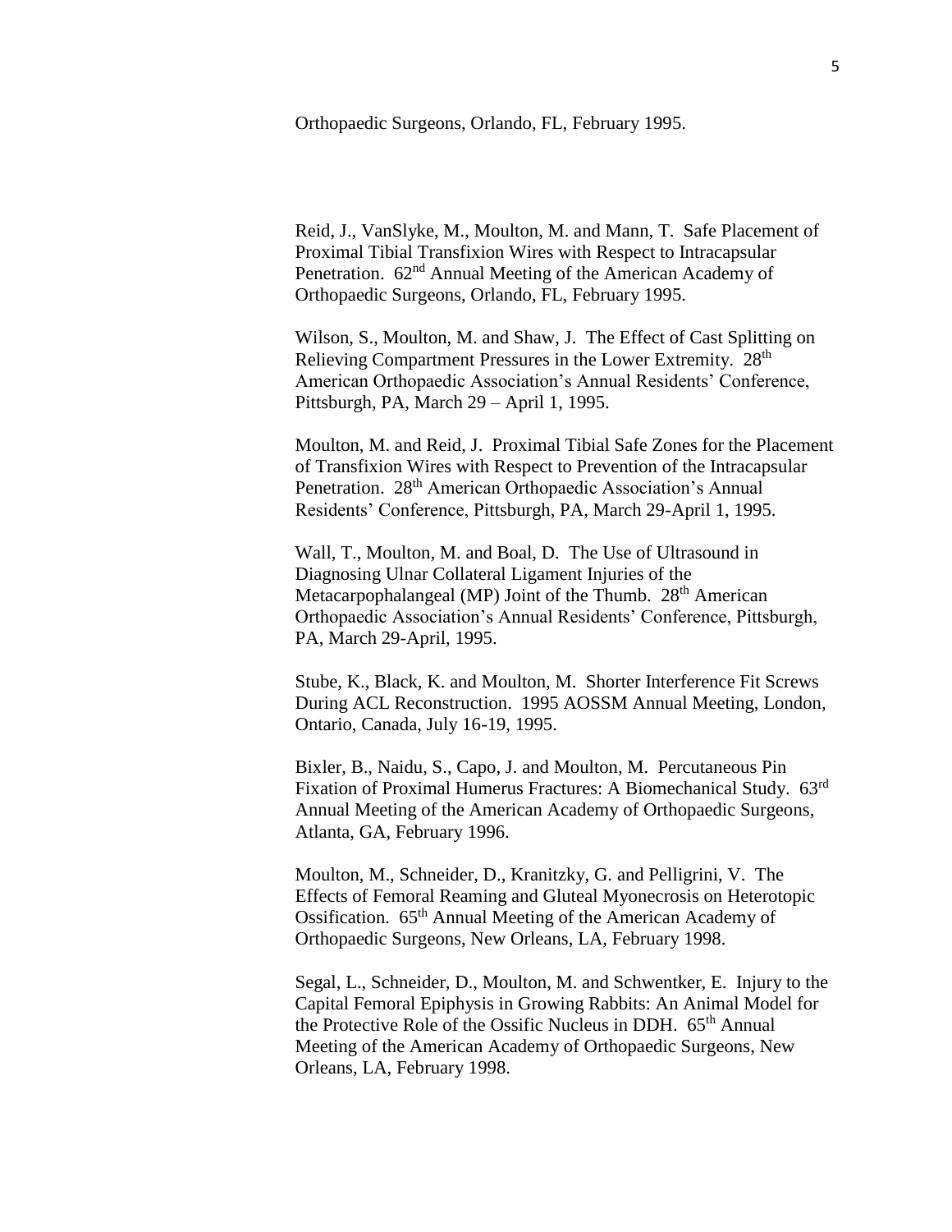Orthopaedic Surgeons, Orlando, FL, February 1995.

Reid, J., VanSlyke, M., Moulton, M. and Mann, T. Safe Placement of Proximal Tibial Transfixion Wires with Respect to Intracapsular Penetration. 62nd Annual Meeting of the American Academy of Orthopaedic Surgeons, Orlando, FL, February 1995.

Wilson, S., Moulton, M. and Shaw, J. The Effect of Cast Splitting on Relieving Compartment Pressures in the Lower Extremity. 28th American Orthopaedic Association's Annual Residents' Conference, Pittsburgh, PA, March 29 – April 1, 1995.

Moulton, M. and Reid, J. Proximal Tibial Safe Zones for the Placement of Transfixion Wires with Respect to Prevention of the Intracapsular Penetration. 28th American Orthopaedic Association's Annual Residents' Conference, Pittsburgh, PA, March 29-April 1, 1995.

Wall, T., Moulton, M. and Boal, D. The Use of Ultrasound in Diagnosing Ulnar Collateral Ligament Injuries of the Metacarpophalangeal (MP) Joint of the Thumb. 28th American Orthopaedic Association's Annual Residents' Conference, Pittsburgh, PA, March 29-April, 1995.

Stube, K., Black, K. and Moulton, M. Shorter Interference Fit Screws During ACL Reconstruction. 1995 AOSSM Annual Meeting, London, Ontario, Canada, July 16-19, 1995.

Bixler, B., Naidu, S., Capo, J. and Moulton, M. Percutaneous Pin Fixation of Proximal Humerus Fractures: A Biomechanical Study. 63rd Annual Meeting of the American Academy of Orthopaedic Surgeons, Atlanta, GA, February 1996.

Moulton, M., Schneider, D., Kranitzky, G. and Pelligrini, V. The Effects of Femoral Reaming and Gluteal Myonecrosis on Heterotopic Ossification. 65th Annual Meeting of the American Academy of Orthopaedic Surgeons, New Orleans, LA, February 1998.

Segal, L., Schneider, D., Moulton, M. and Schwentker, E. Injury to the Capital Femoral Epiphysis in Growing Rabbits: An Animal Model for the Protective Role of the Ossific Nucleus in DDH. 65th Annual Meeting of the American Academy of Orthopaedic Surgeons, New Orleans, LA, February 1998.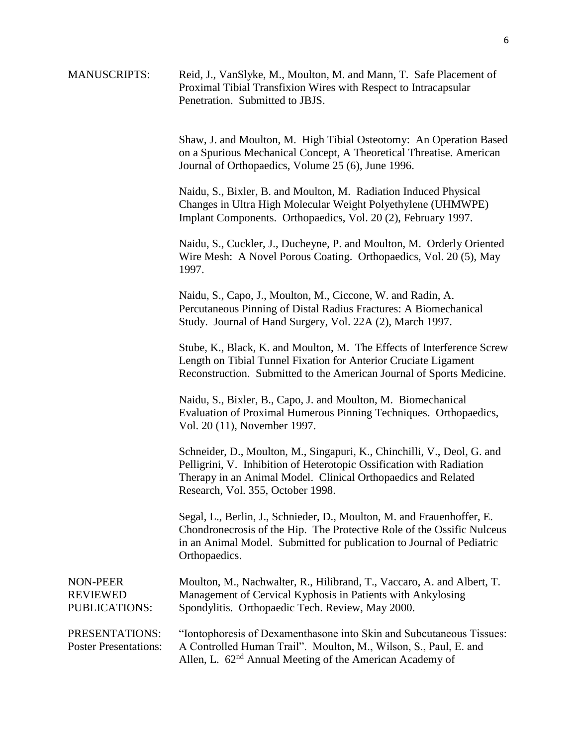**MANUSCRIPTS:**

Reid, J., VanSlyke, M., Moulton, M. and Mann, T. Safe Placement of Proximal Tibial Transfixion Wires with Respect to Intracapsular Penetration. Submitted to JBJS.

Shaw, J. and Moulton, M. High Tibial Osteotomy: An Operation Based on a Spurious Mechanical Concept, A Theoretical Threatise. American Journal of Orthopaedics, Volume 25 (6), June 1996.

Naidu, S., Bixler, B. and Moulton, M. Radiation Induced Physical Changes in Ultra High Molecular Weight Polyethylene (UHMWPE) Implant Components. Orthopaedics, Vol. 20 (2), February 1997.

Naidu, S., Cuckler, J., Ducheyne, P. and Moulton, M. Orderly Oriented Wire Mesh: A Novel Porous Coating. Orthopaedics, Vol. 20 (5), May 1997.

Naidu, S., Capo, J., Moulton, M., Ciccone, W. and Radin, A. Percutaneous Pinning of Distal Radius Fractures: A Biomechanical Study. Journal of Hand Surgery, Vol. 22A (2), March 1997.

Stube, K., Black, K. and Moulton, M. The Effects of Interference Screw Length on Tibial Tunnel Fixation for Anterior Cruciate Ligament Reconstruction. Submitted to the American Journal of Sports Medicine.

Naidu, S., Bixler, B., Capo, J. and Moulton, M. Biomechanical Evaluation of Proximal Humerous Pinning Techniques. Orthopaedics, Vol. 20 (11), November 1997.

Schneider, D., Moulton, M., Singapuri, K., Chinchilli, V., Deol, G. and Pelligrini, V. Inhibition of Heterotopic Ossification with Radiation Therapy in an Animal Model. Clinical Orthopaedics and Related Research, Vol. 355, October 1998.

Segal, L., Berlin, J., Schnieder, D., Moulton, M. and Frauenhoffer, E. Chondronecrosis of the Hip. The Protective Role of the Ossific Nulceus in an Animal Model. Submitted for publication to Journal of Pediatric Orthopaedics.

**NON-PEER REVIEWED PUBLICATIONS:**

Moulton, M., Nachwalter, R., Hilibrand, T., Vaccaro, A. and Albert, T. Management of Cervical Kyphosis in Patients with Ankylosing Spondylitis. Orthopaedic Tech. Review, May 2000.

**PRESENTATIONS:**

**Poster Presentations:**

"Iontophoresis of Dexamenthasone into Skin and Subcutaneous Tissues: A Controlled Human Trail". Moulton, M., Wilson, S., Paul, E. and Allen, L. 62nd Annual Meeting of the American Academy of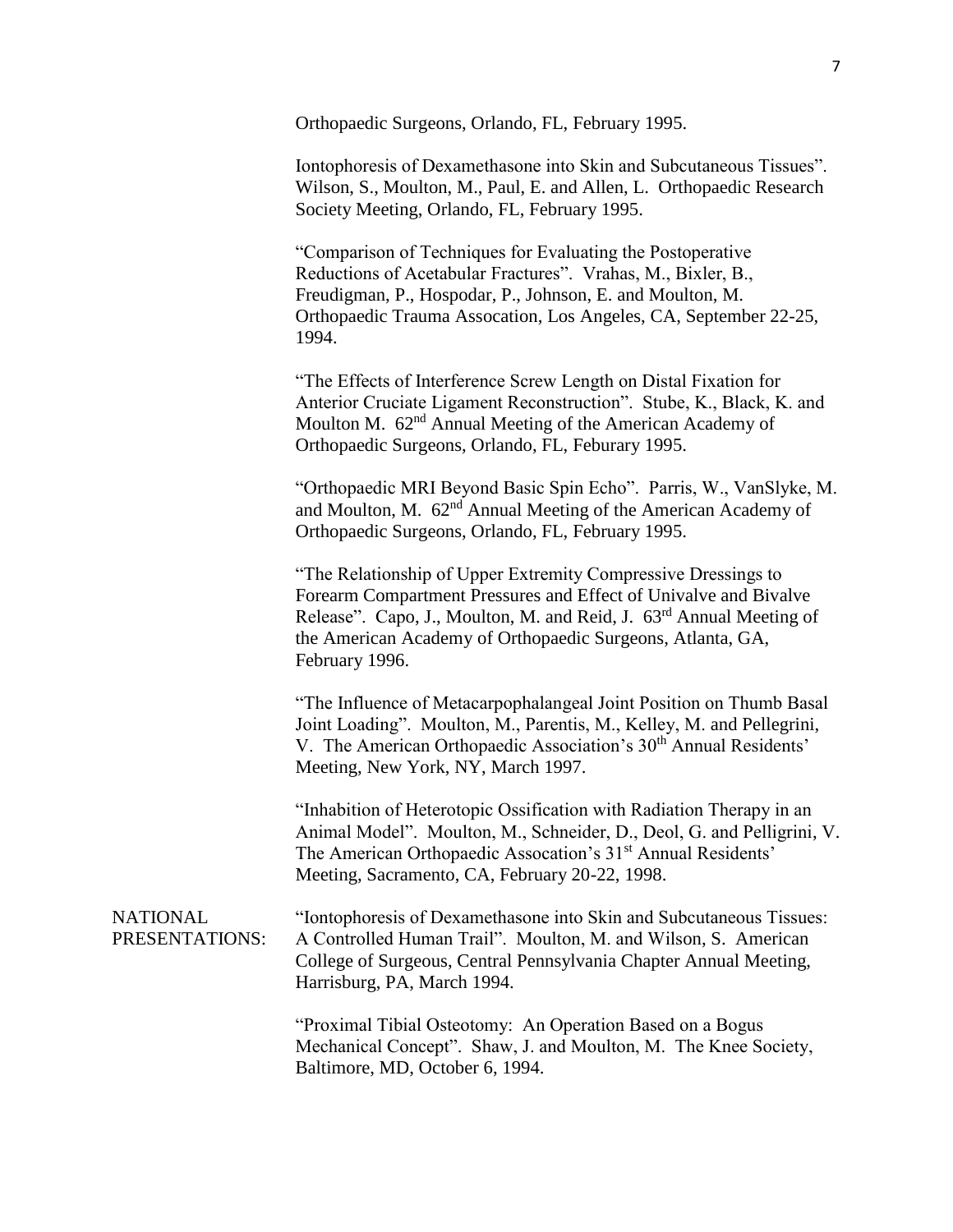Orthopaedic Surgeons, Orlando, FL, February 1995.

Iontophoresis of Dexamethasone into Skin and Subcutaneous Tissues". Wilson, S., Moulton, M., Paul, E. and Allen, L. Orthopaedic Research Society Meeting, Orlando, FL, February 1995.

"Comparison of Techniques for Evaluating the Postoperative Reductions of Acetabular Fractures". Vrahas, M., Bixler, B., Freudigman, P., Hospodar, P., Johnson, E. and Moulton, M. Orthopaedic Trauma Assocation, Los Angeles, CA, September 22-25, 1994.

"The Effects of Interference Screw Length on Distal Fixation for Anterior Cruciate Ligament Reconstruction". Stube, K., Black, K. and Moulton M. 62nd Annual Meeting of the American Academy of Orthopaedic Surgeons, Orlando, FL, Feburary 1995.

"Orthopaedic MRI Beyond Basic Spin Echo". Parris, W., VanSlyke, M. and Moulton, M. 62nd Annual Meeting of the American Academy of Orthopaedic Surgeons, Orlando, FL, February 1995.

"The Relationship of Upper Extremity Compressive Dressings to Forearm Compartment Pressures and Effect of Univalve and Bivalve Release". Capo, J., Moulton, M. and Reid, J. 63rd Annual Meeting of the American Academy of Orthopaedic Surgeons, Atlanta, GA, February 1996.

"The Influence of Metacarpophalangeal Joint Position on Thumb Basal Joint Loading". Moulton, M., Parentis, M., Kelley, M. and Pellegrini, V. The American Orthopaedic Association's 30th Annual Residents' Meeting, New York, NY, March 1997.

"Inhabition of Heterotopic Ossification with Radiation Therapy in an Animal Model". Moulton, M., Schneider, D., Deol, G. and Pelligrini, V. The American Orthopaedic Assocation's 31st Annual Residents' Meeting, Sacramento, CA, February 20-22, 1998.

NATIONAL PRESENTATIONS:

"Iontophoresis of Dexamethasone into Skin and Subcutaneous Tissues: A Controlled Human Trail". Moulton, M. and Wilson, S. American College of Surgeous, Central Pennsylvania Chapter Annual Meeting, Harrisburg, PA, March 1994.

"Proximal Tibial Osteotomy: An Operation Based on a Bogus Mechanical Concept". Shaw, J. and Moulton, M. The Knee Society, Baltimore, MD, October 6, 1994.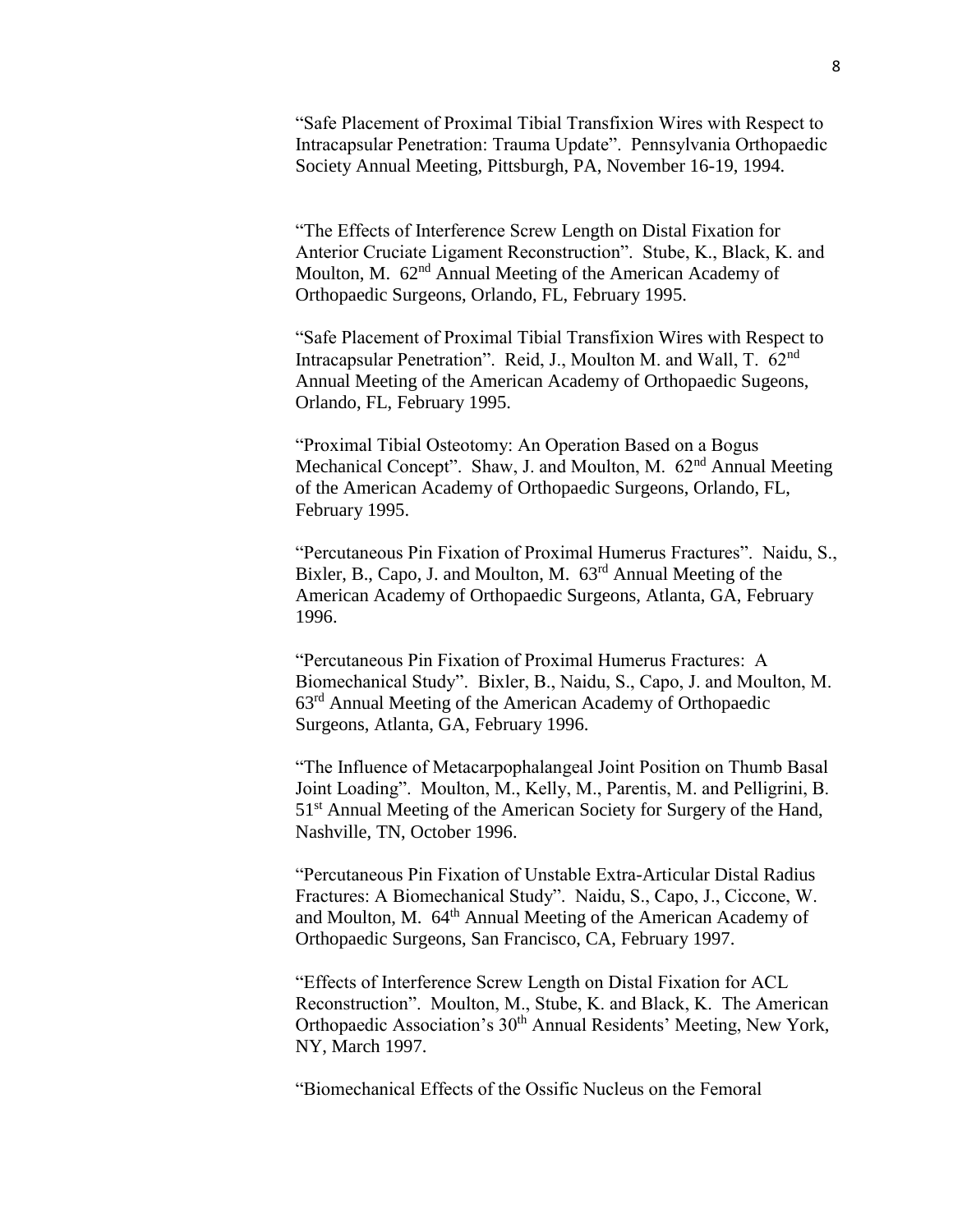"Safe Placement of Proximal Tibial Transfixion Wires with Respect to Intracapsular Penetration: Trauma Update". Pennsylvania Orthopaedic Society Annual Meeting, Pittsburgh, PA, November 16-19, 1994.

"The Effects of Interference Screw Length on Distal Fixation for Anterior Cruciate Ligament Reconstruction". Stube, K., Black, K. and Moulton, M. 62nd Annual Meeting of the American Academy of Orthopaedic Surgeons, Orlando, FL, February 1995.

"Safe Placement of Proximal Tibial Transfixion Wires with Respect to Intracapsular Penetration". Reid, J., Moulton M. and Wall, T. 62nd Annual Meeting of the American Academy of Orthopaedic Sugeons, Orlando, FL, February 1995.

"Proximal Tibial Osteotomy: An Operation Based on a Bogus Mechanical Concept". Shaw, J. and Moulton, M. 62nd Annual Meeting of the American Academy of Orthopaedic Surgeons, Orlando, FL, February 1995.

"Percutaneous Pin Fixation of Proximal Humerus Fractures". Naidu, S., Bixler, B., Capo, J. and Moulton, M. 63rd Annual Meeting of the American Academy of Orthopaedic Surgeons, Atlanta, GA, February 1996.

"Percutaneous Pin Fixation of Proximal Humerus Fractures: A Biomechanical Study". Bixler, B., Naidu, S., Capo, J. and Moulton, M. 63rd Annual Meeting of the American Academy of Orthopaedic Surgeons, Atlanta, GA, February 1996.

"The Influence of Metacarpophalangeal Joint Position on Thumb Basal Joint Loading". Moulton, M., Kelly, M., Parentis, M. and Pelligrini, B. 51st Annual Meeting of the American Society for Surgery of the Hand, Nashville, TN, October 1996.

"Percutaneous Pin Fixation of Unstable Extra-Articular Distal Radius Fractures: A Biomechanical Study". Naidu, S., Capo, J., Ciccone, W. and Moulton, M. 64th Annual Meeting of the American Academy of Orthopaedic Surgeons, San Francisco, CA, February 1997.

"Effects of Interference Screw Length on Distal Fixation for ACL Reconstruction". Moulton, M., Stube, K. and Black, K. The American Orthopaedic Association's 30th Annual Residents' Meeting, New York, NY, March 1997.

"Biomechanical Effects of the Ossific Nucleus on the Femoral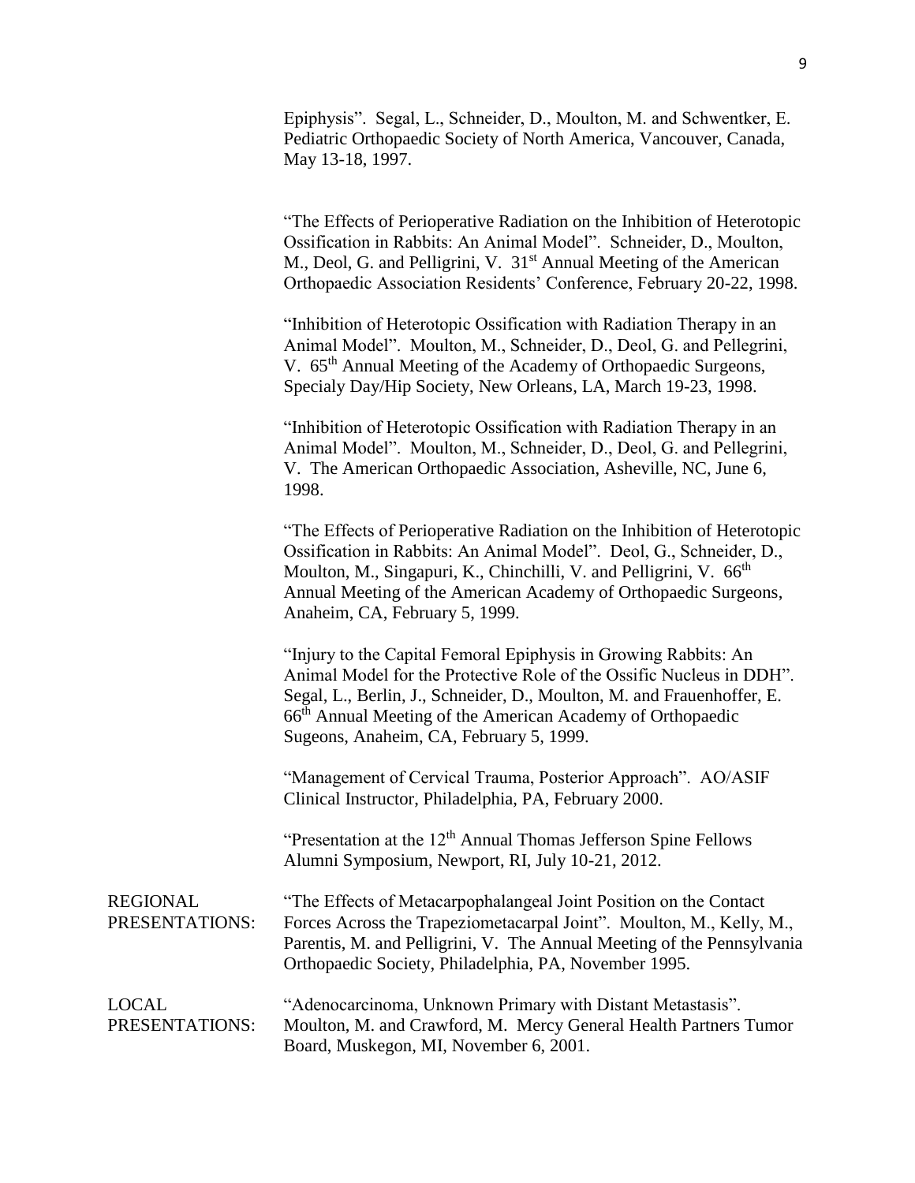Epiphysis". Segal, L., Schneider, D., Moulton, M. and Schwentker, E. Pediatric Orthopaedic Society of North America, Vancouver, Canada, May 13-18, 1997.

"The Effects of Perioperative Radiation on the Inhibition of Heterotopic Ossification in Rabbits: An Animal Model". Schneider, D., Moulton, M., Deol, G. and Pelligrini, V. 31st Annual Meeting of the American Orthopaedic Association Residents' Conference, February 20-22, 1998.

"Inhibition of Heterotopic Ossification with Radiation Therapy in an Animal Model". Moulton, M., Schneider, D., Deol, G. and Pellegrini, V. 65th Annual Meeting of the Academy of Orthopaedic Surgeons, Specialy Day/Hip Society, New Orleans, LA, March 19-23, 1998.

"Inhibition of Heterotopic Ossification with Radiation Therapy in an Animal Model". Moulton, M., Schneider, D., Deol, G. and Pellegrini, V. The American Orthopaedic Association, Asheville, NC, June 6, 1998.

"The Effects of Perioperative Radiation on the Inhibition of Heterotopic Ossification in Rabbits: An Animal Model". Deol, G., Schneider, D., Moulton, M., Singapuri, K., Chinchilli, V. and Pelligrini, V. 66th Annual Meeting of the American Academy of Orthopaedic Surgeons, Anaheim, CA, February 5, 1999.

"Injury to the Capital Femoral Epiphysis in Growing Rabbits: An Animal Model for the Protective Role of the Ossific Nucleus in DDH". Segal, L., Berlin, J., Schneider, D., Moulton, M. and Frauenhoffer, E. 66th Annual Meeting of the American Academy of Orthopaedic Sugeons, Anaheim, CA, February 5, 1999.

"Management of Cervical Trauma, Posterior Approach". AO/ASIF Clinical Instructor, Philadelphia, PA, February 2000.

"Presentation at the 12th Annual Thomas Jefferson Spine Fellows Alumni Symposium, Newport, RI, July 10-21, 2012.

**REGIONAL PRESENTATIONS:**

"The Effects of Metacarpophalangeal Joint Position on the Contact Forces Across the Trapeziometacarpal Joint". Moulton, M., Kelly, M., Parentis, M. and Pelligrini, V. The Annual Meeting of the Pennsylvania Orthopaedic Society, Philadelphia, PA, November 1995.

**LOCAL PRESENTATIONS:**

"Adenocarcinoma, Unknown Primary with Distant Metastasis". Moulton, M. and Crawford, M. Mercy General Health Partners Tumor Board, Muskegon, MI, November 6, 2001.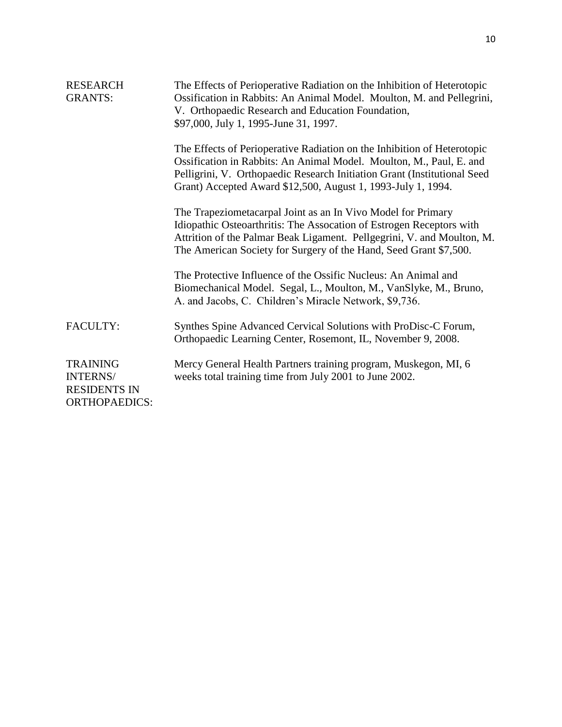**RESEARCH GRANTS:**

The Effects of Perioperative Radiation on the Inhibition of Heterotopic Ossification in Rabbits: An Animal Model. Moulton, M. and Pellegrini, V. Orthopaedic Research and Education Foundation, $97,000, July 1, 1995-June 31, 1997.

The Effects of Perioperative Radiation on the Inhibition of Heterotopic Ossification in Rabbits: An Animal Model. Moulton, M., Paul, E. and Pelligrini, V. Orthopaedic Research Initiation Grant (Institutional Seed Grant) Accepted Award $12,500, August 1, 1993-July 1, 1994.

The Trapeziometacarpal Joint as an In Vivo Model for Primary Idiopathic Osteoarthritis: The Assocation of Estrogen Receptors with Attrition of the Palmar Beak Ligament. Pellgegrini, V. and Moulton, M. The American Society for Surgery of the Hand, Seed Grant $7,500.

The Protective Influence of the Ossific Nucleus: An Animal and Biomechanical Model. Segal, L., Moulton, M., VanSlyke, M., Bruno, A. and Jacobs, C. Children's Miracle Network, $9,736.

**FACULTY:**

Synthes Spine Advanced Cervical Solutions with ProDisc-C Forum, Orthopaedic Learning Center, Rosemont, IL, November 9, 2008.

**TRAINING INTERNS/ RESIDENTS IN ORTHOPAEDICS:**

Mercy General Health Partners training program, Muskegon, MI, 6 weeks total training time from July 2001 to June 2002.